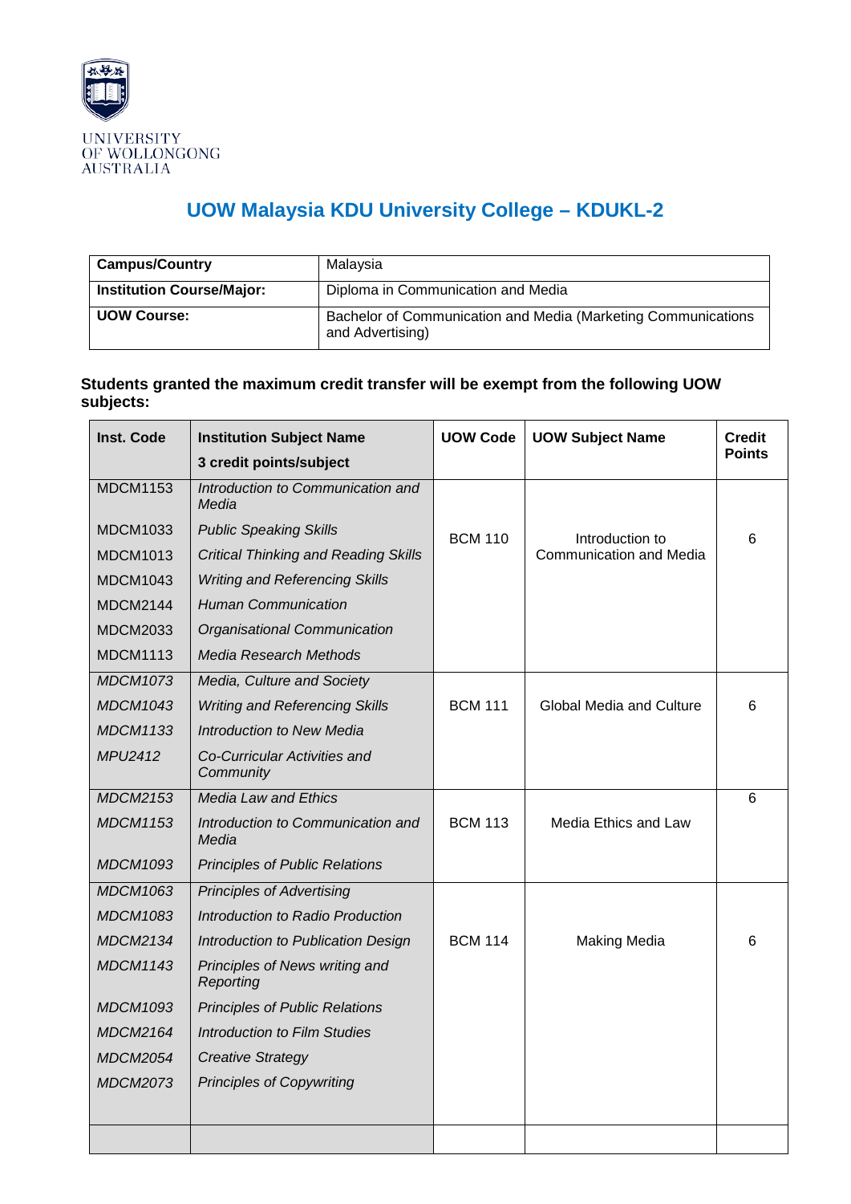UNIVERSITY OF WOLLONGONG AUSTRALIA

# UOW Malaysia KDU University College – KDUKL-2

| **Campus/Country** | Malaysia |
|---|---|
| **Institution Course/Major:** | Diploma in Communication and Media |
| **UOW Course:** | Bachelor of Communication and Media (Marketing Communications and Advertising) |

**Students granted the maximum credit transfer will be exempt from the following UOW subjects:**

| **Inst. Code** | **Institution Subject Name** **3 credit points/subject** | **UOW Code** | **UOW Subject Name** | **Credit Points** |
|---|---|---|---|---|
| MDCM1153 | *Introduction to Communication and Media* | BCM 110 | Introduction to Communication and Media | 6 |
| MDCM1033 | *Public Speaking Skills* | | | |
| MDCM1013 | *Critical Thinking and Reading Skills* | | | |
| MDCM1043 | *Writing and Referencing Skills* | | | |
| MDCM2144 | *Human Communication* | | | |
| MDCM2033 | *Organisational Communication* | | | |
| MDCM1113 | *Media Research Methods* | | | |
| *MDCM1073* | *Media, Culture and Society* | BCM 111 | Global Media and Culture | 6 |
| *MDCM1043* | *Writing and Referencing Skills* | | | |
| *MDCM1133* | *Introduction to New Media* | | | |
| *MPU2412* | *Co-Curricular Activities and Community* | | | |
| *MDCM2153* | *Media Law and Ethics* | BCM 113 | Media Ethics and Law | 6 |
| *MDCM1153* | *Introduction to Communication and Media* | | | |
| *MDCM1093* | *Principles of Public Relations* | | | |
| *MDCM1063* | *Principles of Advertising* | BCM 114 | Making Media | 6 |
| *MDCM1083* | *Introduction to Radio Production* | | | |
| *MDCM2134* | *Introduction to Publication Design* | | | |
| *MDCM1143* | *Principles of News writing and Reporting* | | | |
| *MDCM1093* | *Principles of Public Relations* | | | |
| *MDCM2164* | *Introduction to Film Studies* | | | |
| *MDCM2054* | *Creative Strategy* | | | |
| *MDCM2073* | *Principles of Copywriting* | | | |
| | | | | |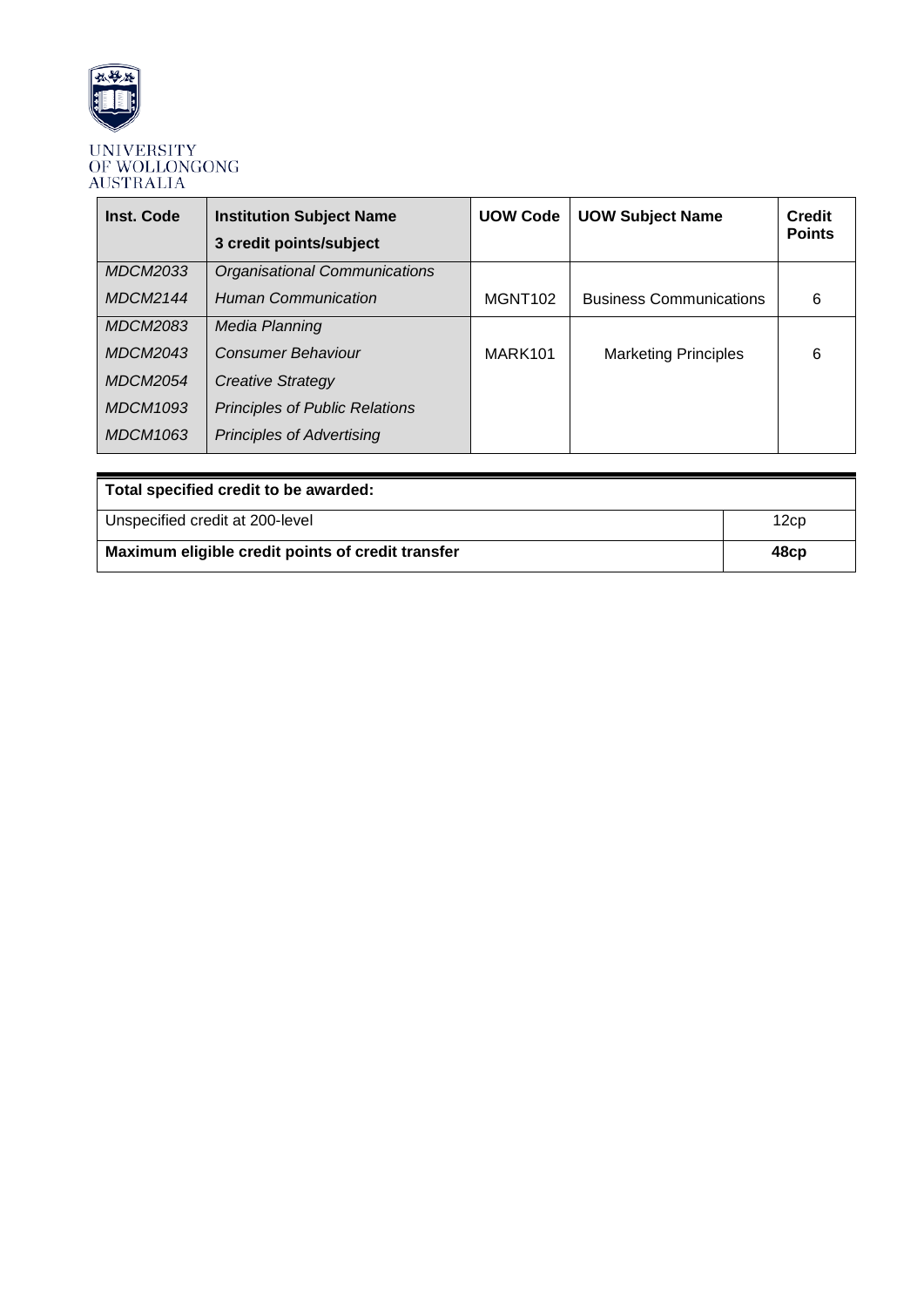| Inst. Code | Institution Subject Name<br>3 credit points/subject | UOW Code | UOW Subject Name | Credit Points |
|---|---|---|---|---|
| *MDCM2033* | *Organisational Communications* | MGNT102 | Business Communications | 6 |
| *MDCM2144* | *Human Communication* | | | |
| *MDCM2083* | *Media Planning* | MARK101 | Marketing Principles | 6 |
| *MDCM2043* | *Consumer Behaviour* | | | |
| *MDCM2054* | *Creative Strategy* | | | |
| *MDCM1093* | *Principles of Public Relations* | | | |
| *MDCM1063* | *Principles of Advertising* | | | |

| **Total specified credit to be awarded:** | |
|---|---|
| Unspecified credit at 200-level | 12cp |
| **Maximum eligible credit points of credit transfer** | **48cp** |